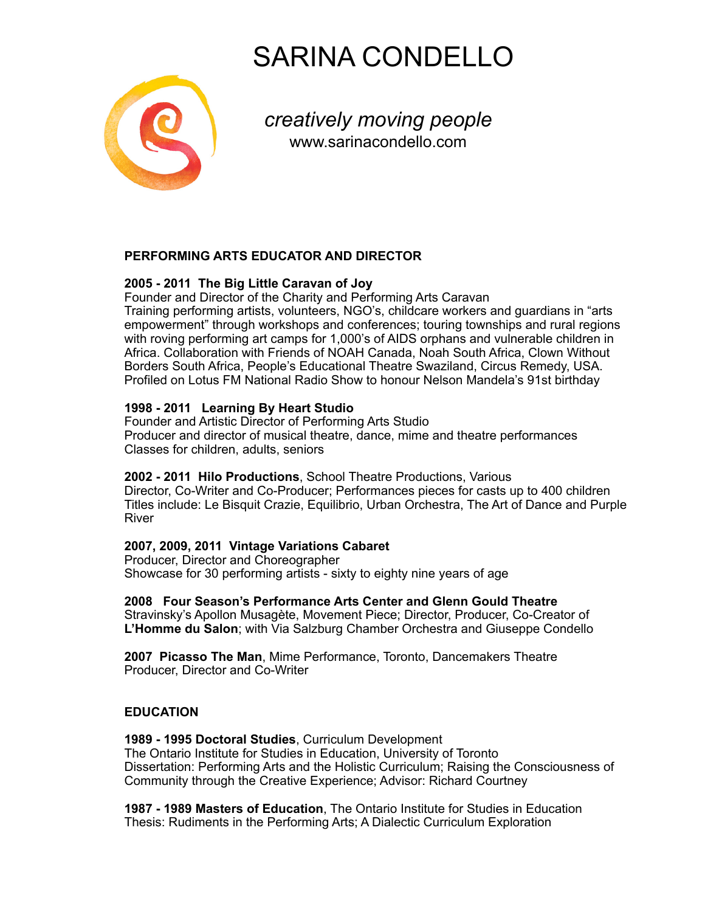# SARINA CONDELLO

*creatively moving people*

www.sarinacondello.com

## PERFORMING ARTS EDUCATOR AND DIRECTOR

**2005 - 2011 The Big Little Caravan of Joy**
Founder and Director of the Charity and Performing Arts Caravan
Training performing artists, volunteers, NGO's, childcare workers and guardians in "arts empowerment" through workshops and conferences; touring townships and rural regions with roving performing art camps for 1,000's of AIDS orphans and vulnerable children in Africa. Collaboration with Friends of NOAH Canada, Noah South Africa, Clown Without Borders South Africa, People's Educational Theatre Swaziland, Circus Remedy, USA. Profiled on Lotus FM National Radio Show to honour Nelson Mandela's 91st birthday

**1998 - 2011 Learning By Heart Studio**
Founder and Artistic Director of Performing Arts Studio
Producer and director of musical theatre, dance, mime and theatre performances
Classes for children, adults, seniors

**2002 - 2011 Hilo Productions**, School Theatre Productions, Various
Director, Co-Writer and Co-Producer; Performances pieces for casts up to 400 children
Titles include: Le Bisquit Crazie, Equilibrio, Urban Orchestra, The Art of Dance and Purple River

**2007, 2009, 2011 Vintage Variations Cabaret**
Producer, Director and Choreographer
Showcase for 30 performing artists - sixty to eighty nine years of age

**2008 Four Season's Performance Arts Center and Glenn Gould Theatre**
Stravinsky's Apollon Musagète, Movement Piece; Director, Producer, Co-Creator of **L'Homme du Salon**; with Via Salzburg Chamber Orchestra and Giuseppe Condello

**2007 Picasso The Man**, Mime Performance, Toronto, Dancemakers Theatre
Producer, Director and Co-Writer

## EDUCATION

**1989 - 1995 Doctoral Studies**, Curriculum Development
The Ontario Institute for Studies in Education, University of Toronto
Dissertation: Performing Arts and the Holistic Curriculum; Raising the Consciousness of Community through the Creative Experience; Advisor: Richard Courtney

**1987 - 1989 Masters of Education**, The Ontario Institute for Studies in Education
Thesis: Rudiments in the Performing Arts; A Dialectic Curriculum Exploration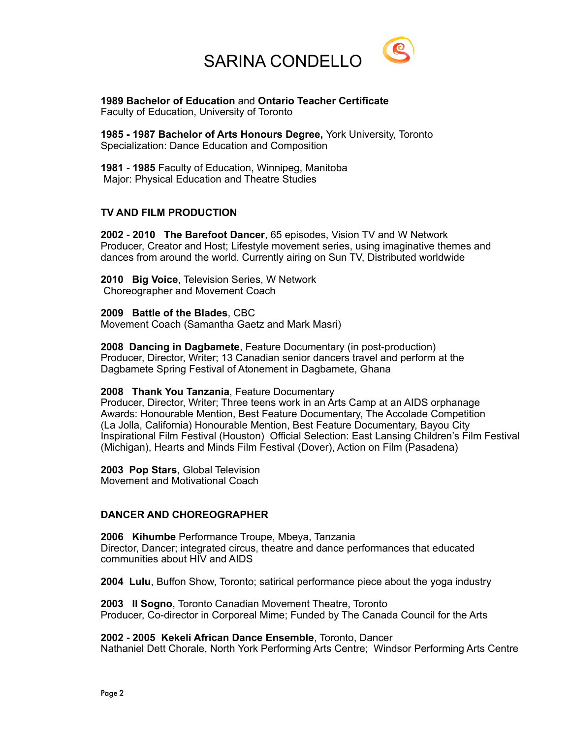# SARINA CONDELLO

**1989 Bachelor of Education** and **Ontario Teacher Certificate**
Faculty of Education, University of Toronto

**1985 - 1987 Bachelor of Arts Honours Degree,** York University, Toronto
Specialization: Dance Education and Composition

**1981 - 1985** Faculty of Education, Winnipeg, Manitoba
Major: Physical Education and Theatre Studies

## TV AND FILM PRODUCTION

**2002 - 2010 The Barefoot Dancer**, 65 episodes, Vision TV and W Network
Producer, Creator and Host; Lifestyle movement series, using imaginative themes and dances from around the world. Currently airing on Sun TV, Distributed worldwide

**2010 Big Voice**, Television Series, W Network
Choreographer and Movement Coach

**2009 Battle of the Blades**, CBC
Movement Coach (Samantha Gaetz and Mark Masri)

**2008 Dancing in Dagbamete**, Feature Documentary (in post-production)
Producer, Director, Writer; 13 Canadian senior dancers travel and perform at the Dagbamete Spring Festival of Atonement in Dagbamete, Ghana

**2008 Thank You Tanzania**, Feature Documentary
Producer, Director, Writer; Three teens work in an Arts Camp at an AIDS orphanage
Awards: Honourable Mention, Best Feature Documentary, The Accolade Competition (La Jolla, California) Honourable Mention, Best Feature Documentary, Bayou City Inspirational Film Festival (Houston) Official Selection: East Lansing Children's Film Festival (Michigan), Hearts and Minds Film Festival (Dover), Action on Film (Pasadena)

**2003 Pop Stars**, Global Television
Movement and Motivational Coach

## DANCER AND CHOREOGRAPHER

**2006 Kihumbe** Performance Troupe, Mbeya, Tanzania
Director, Dancer; integrated circus, theatre and dance performances that educated communities about HIV and AIDS

**2004 Lulu**, Buffon Show, Toronto; satirical performance piece about the yoga industry

**2003 Il Sogno**, Toronto Canadian Movement Theatre, Toronto
Producer, Co-director in Corporeal Mime; Funded by The Canada Council for the Arts

**2002 - 2005 Kekeli African Dance Ensemble**, Toronto, Dancer
Nathaniel Dett Chorale, North York Performing Arts Centre; Windsor Performing Arts Centre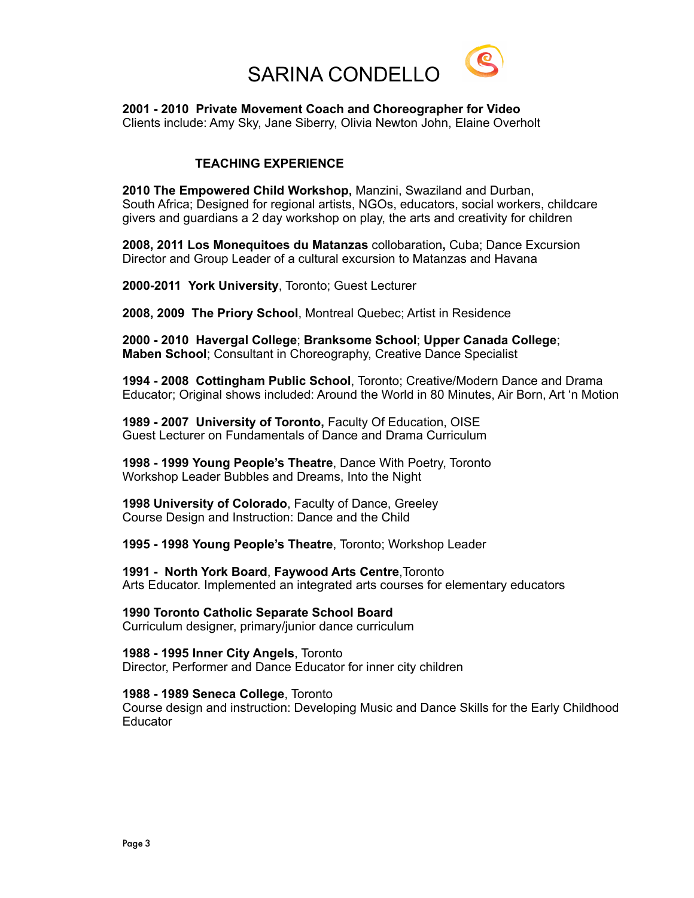# SARINA CONDELLO

**2001 - 2010 Private Movement Coach and Choreographer for Video**
Clients include: Amy Sky, Jane Siberry, Olivia Newton John, Elaine Overholt

## TEACHING EXPERIENCE

**2010 The Empowered Child Workshop,** Manzini, Swaziland and Durban, South Africa; Designed for regional artists, NGOs, educators, social workers, childcare givers and guardians a 2 day workshop on play, the arts and creativity for children

**2008, 2011 Los Monequitoes du Matanzas** collobaration**,** Cuba; Dance Excursion Director and Group Leader of a cultural excursion to Matanzas and Havana

**2000-2011 York University**, Toronto; Guest Lecturer

**2008, 2009 The Priory School**, Montreal Quebec; Artist in Residence

**2000 - 2010 Havergal College**; **Branksome School**; **Upper Canada College**; **Maben School**; Consultant in Choreography, Creative Dance Specialist

**1994 - 2008 Cottingham Public School**, Toronto; Creative/Modern Dance and Drama Educator; Original shows included: Around the World in 80 Minutes, Air Born, Art 'n Motion

**1989 - 2007 University of Toronto,** Faculty Of Education, OISE
Guest Lecturer on Fundamentals of Dance and Drama Curriculum

**1998 - 1999 Young People's Theatre**, Dance With Poetry, Toronto
Workshop Leader Bubbles and Dreams, Into the Night

**1998 University of Colorado**, Faculty of Dance, Greeley
Course Design and Instruction: Dance and the Child

**1995 - 1998 Young People's Theatre**, Toronto; Workshop Leader

**1991 - North York Board**, **Faywood Arts Centre**,Toronto
Arts Educator. Implemented an integrated arts courses for elementary educators

**1990 Toronto Catholic Separate School Board**
Curriculum designer, primary/junior dance curriculum

**1988 - 1995 Inner City Angels**, Toronto
Director, Performer and Dance Educator for inner city children

**1988 - 1989 Seneca College**, Toronto
Course design and instruction: Developing Music and Dance Skills for the Early Childhood Educator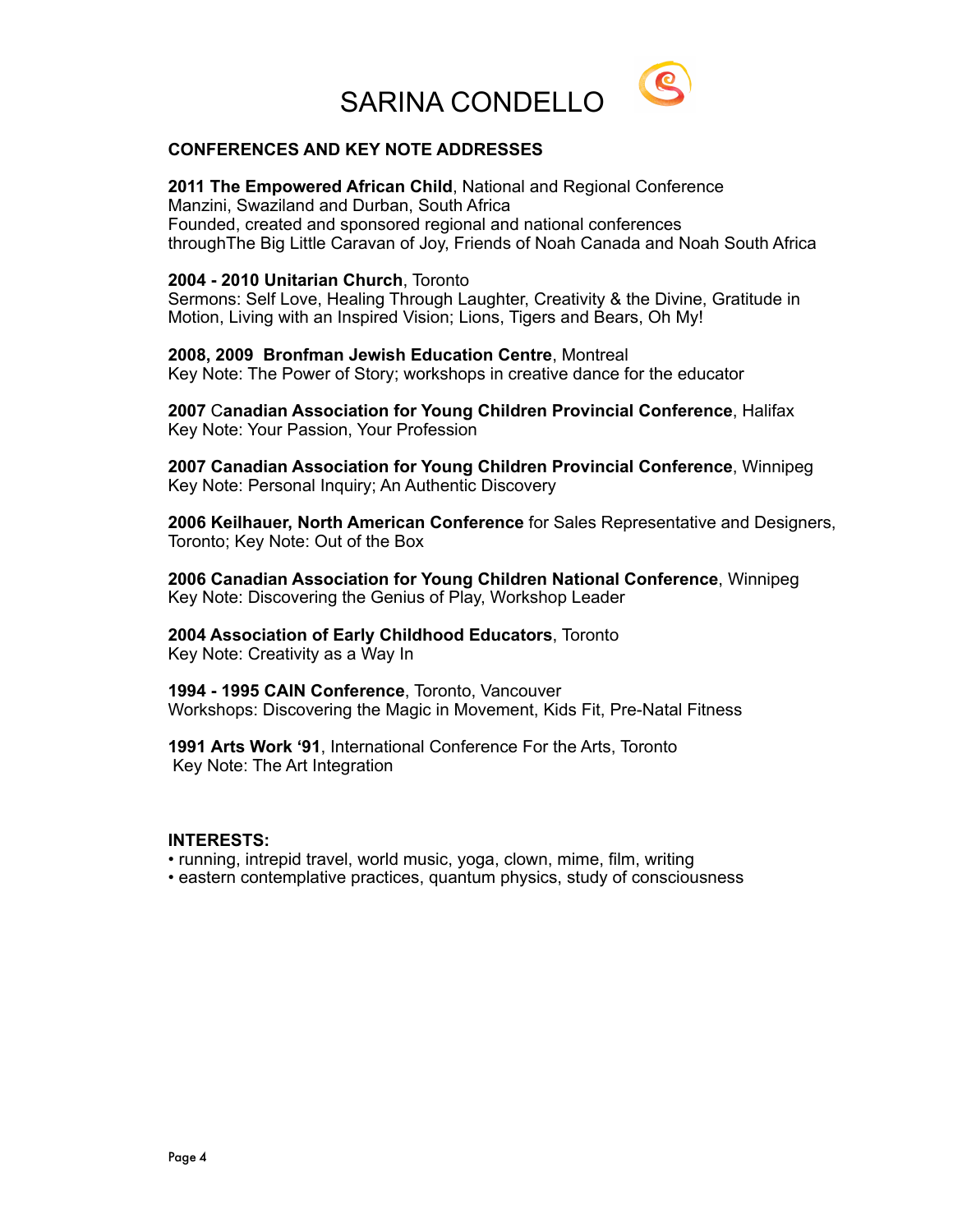# SARINA CONDELLO

## CONFERENCES AND KEY NOTE ADDRESSES

**2011 The Empowered African Child**, National and Regional Conference
Manzini, Swaziland and Durban, South Africa
Founded, created and sponsored regional and national conferences throughThe Big Little Caravan of Joy, Friends of Noah Canada and Noah South Africa

**2004 - 2010 Unitarian Church**, Toronto
Sermons: Self Love, Healing Through Laughter, Creativity & the Divine, Gratitude in Motion, Living with an Inspired Vision; Lions, Tigers and Bears, Oh My!

**2008, 2009 Bronfman Jewish Education Centre**, Montreal
Key Note: The Power of Story; workshops in creative dance for the educator

**2007 Canadian Association for Young Children Provincial Conference**, Halifax
Key Note: Your Passion, Your Profession

**2007 Canadian Association for Young Children Provincial Conference**, Winnipeg
Key Note: Personal Inquiry; An Authentic Discovery

**2006 Keilhauer, North American Conference** for Sales Representative and Designers, Toronto; Key Note: Out of the Box

**2006 Canadian Association for Young Children National Conference**, Winnipeg
Key Note: Discovering the Genius of Play, Workshop Leader

**2004 Association of Early Childhood Educators**, Toronto
Key Note: Creativity as a Way In

**1994 - 1995 CAIN Conference**, Toronto, Vancouver
Workshops: Discovering the Magic in Movement, Kids Fit, Pre-Natal Fitness

**1991 Arts Work '91**, International Conference For the Arts, Toronto
Key Note: The Art Integration

**INTERESTS:**

- running, intrepid travel, world music, yoga, clown, mime, film, writing
- eastern contemplative practices, quantum physics, study of consciousness